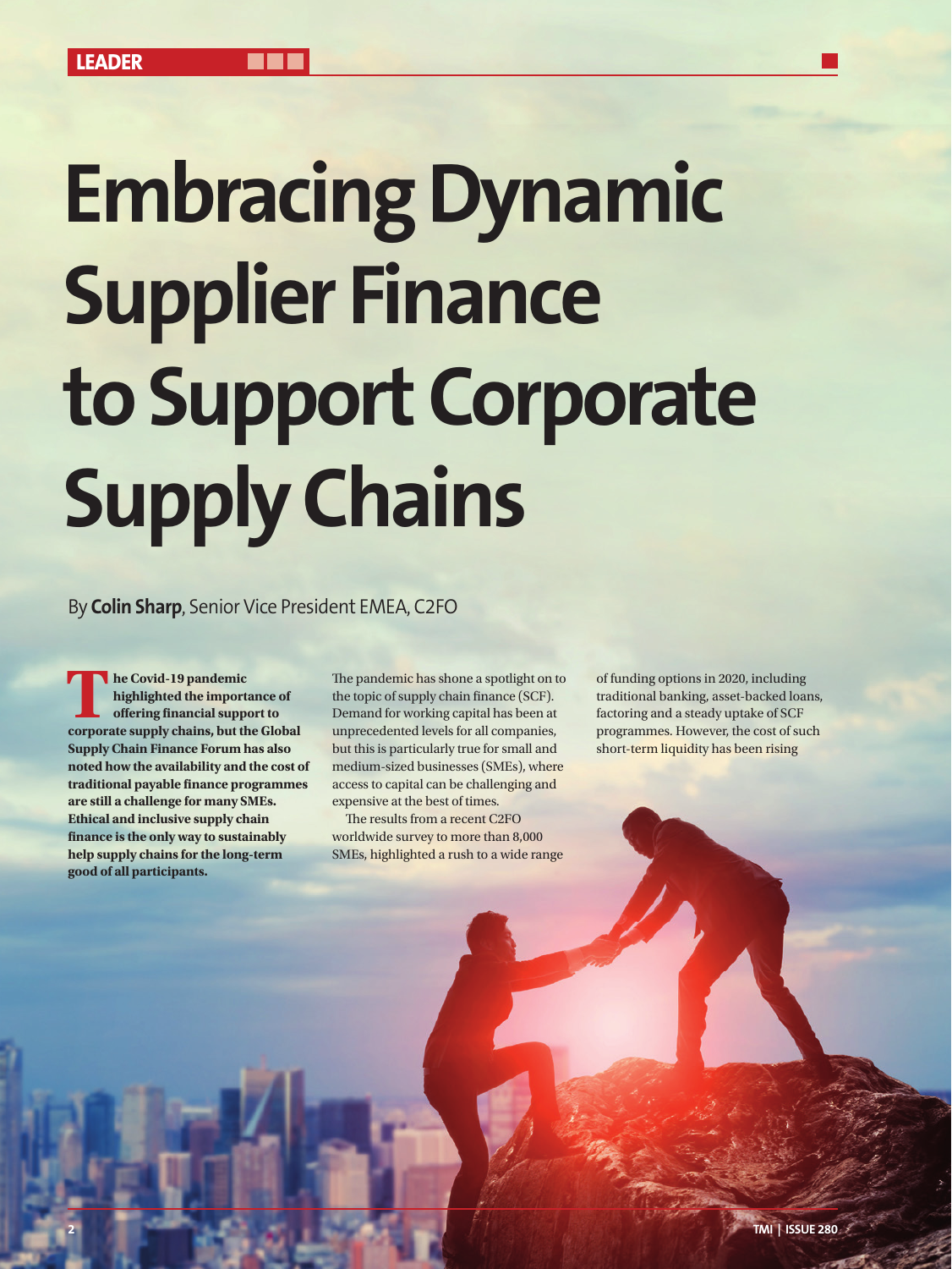LEADER

# Embracing Dynamic Supplier Finance to Support Corporate Supply Chains

By **Colin Sharp**, Senior Vice President EMEA, C2FO

**The Covid-19 pandemic highlighted the importance of offering financial support to corporate supply chains, but the Global Supply Chain Finance Forum has also noted how the availability and the cost of traditional payable finance programmes are still a challenge for many SMEs. Ethical and inclusive supply chain finance is the only way to sustainably help supply chains for the long-term good of all participants.**

The pandemic has shone a spotlight on to the topic of supply chain finance (SCF). Demand for working capital has been at unprecedented levels for all companies, but this is particularly true for small and medium-sized businesses (SMEs), where access to capital can be challenging and expensive at the best of times.

The results from a recent C2FO worldwide survey to more than 8,000 SMEs, highlighted a rush to a wide range of funding options in 2020, including traditional banking, asset-backed loans, factoring and a steady uptake of SCF programmes. However, the cost of such short-term liquidity has been rising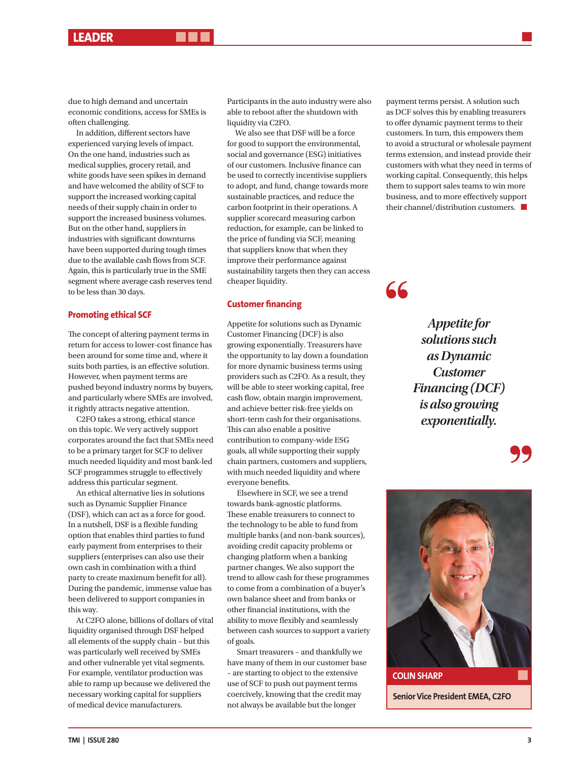due to high demand and uncertain economic conditions, access for SMEs is often challenging.

In addition, different sectors have experienced varying levels of impact. On the one hand, industries such as medical supplies, grocery retail, and white goods have seen spikes in demand and have welcomed the ability of SCF to support the increased working capital needs of their supply chain in order to support the increased business volumes. But on the other hand, suppliers in industries with significant downturns have been supported during tough times due to the available cash flows from SCF. Again, this is particularly true in the SME segment where average cash reserves tend to be less than 30 days.

## Promoting ethical SCF

The concept of altering payment terms in return for access to lower-cost finance has been around for some time and, where it suits both parties, is an effective solution. However, when payment terms are pushed beyond industry norms by buyers, and particularly where SMEs are involved, it rightly attracts negative attention.

C2FO takes a strong, ethical stance on this topic. We very actively support corporates around the fact that SMEs need to be a primary target for SCF to deliver much needed liquidity and most bank-led SCF programmes struggle to effectively address this particular segment.

An ethical alternative lies in solutions such as Dynamic Supplier Finance (DSF), which can act as a force for good. In a nutshell, DSF is a flexible funding option that enables third parties to fund early payment from enterprises to their suppliers (enterprises can also use their own cash in combination with a third party to create maximum benefit for all). During the pandemic, immense value has been delivered to support companies in this way.

At C2FO alone, billions of dollars of vital liquidity organised through DSF helped all elements of the supply chain – but this was particularly well received by SMEs and other vulnerable yet vital segments. For example, ventilator production was able to ramp up because we delivered the necessary working capital for suppliers of medical device manufacturers.

Participants in the auto industry were also able to reboot after the shutdown with liquidity via C2FO.

We also see that DSF will be a force for good to support the environmental, social and governance (ESG) initiatives of our customers. Inclusive finance can be used to correctly incentivise suppliers to adopt, and fund, change towards more sustainable practices, and reduce the carbon footprint in their operations. A supplier scorecard measuring carbon reduction, for example, can be linked to the price of funding via SCF, meaning that suppliers know that when they improve their performance against sustainability targets then they can access cheaper liquidity.

## Customer financing

Appetite for solutions such as Dynamic Customer Financing (DCF) is also growing exponentially. Treasurers have the opportunity to lay down a foundation for more dynamic business terms using providers such as C2FO. As a result, they will be able to steer working capital, free cash flow, obtain margin improvement, and achieve better risk-free yields on short-term cash for their organisations. This can also enable a positive contribution to company-wide ESG goals, all while supporting their supply chain partners, customers and suppliers, with much needed liquidity and where everyone benefits.

Elsewhere in SCF, we see a trend towards bank-agnostic platforms. These enable treasurers to connect to the technology to be able to fund from multiple banks (and non-bank sources), avoiding credit capacity problems or changing platform when a banking partner changes. We also support the trend to allow cash for these programmes to come from a combination of a buyer's own balance sheet and from banks or other financial institutions, with the ability to move flexibly and seamlessly between cash sources to support a variety of goals.

Smart treasurers – and thankfully we have many of them in our customer base – are starting to object to the extensive use of SCF to push out payment terms coercively, knowing that the credit may not always be available but the longer payment terms persist. A solution such as DCF solves this by enabling treasurers to offer dynamic payment terms to their customers. In turn, this empowers them to avoid a structural or wholesale payment terms extension, and instead provide their customers with what they need in terms of working capital. Consequently, this helps them to support sales teams to win more business, and to more effectively support their channel/distribution customers.

> *Appetite for solutions such as Dynamic Customer Financing (DCF) is also growing exponentially.*

**COLIN SHARP**

**Senior Vice President EMEA, C2FO**